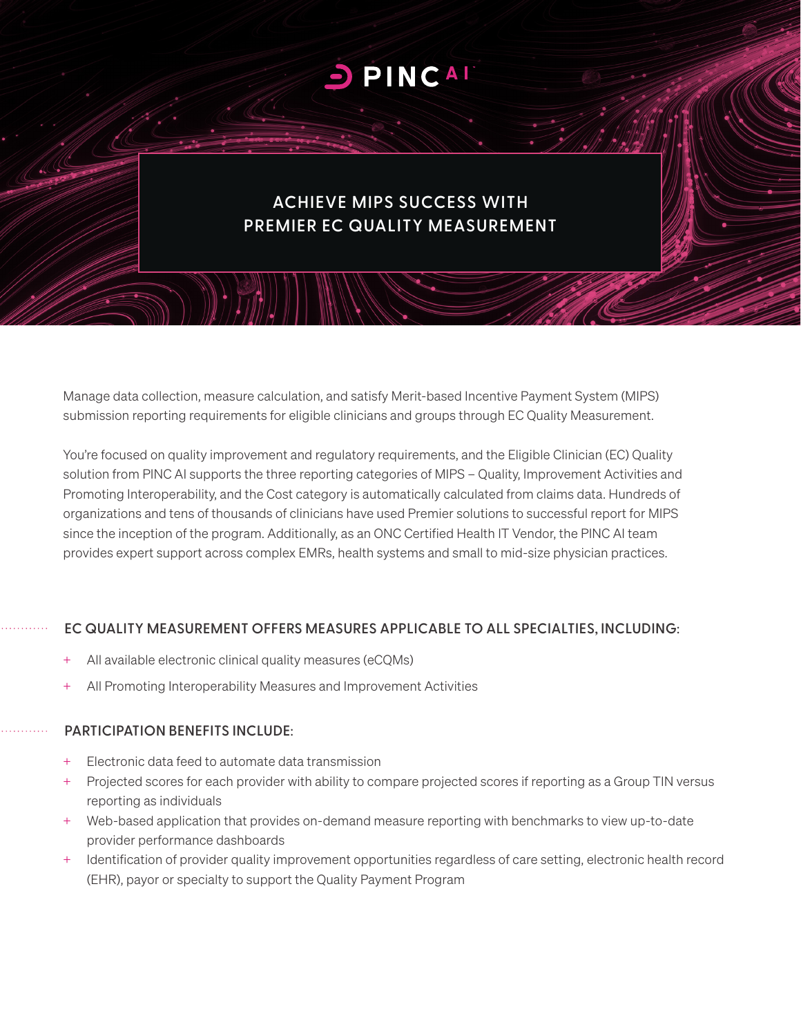PINC AI

# ACHIEVE MIPS SUCCESS WITH PREMIER EC QUALITY MEASUREMENT

Manage data collection, measure calculation, and satisfy Merit-based Incentive Payment System (MIPS) submission reporting requirements for eligible clinicians and groups through EC Quality Measurement.

You're focused on quality improvement and regulatory requirements, and the Eligible Clinician (EC) Quality solution from PINC AI supports the three reporting categories of MIPS – Quality, Improvement Activities and Promoting Interoperability, and the Cost category is automatically calculated from claims data. Hundreds of organizations and tens of thousands of clinicians have used Premier solutions to successful report for MIPS since the inception of the program. Additionally, as an ONC Certified Health IT Vendor, the PINC AI team provides expert support across complex EMRs, health systems and small to mid-size physician practices.

## EC QUALITY MEASUREMENT OFFERS MEASURES APPLICABLE TO ALL SPECIALTIES, INCLUDING:

- All available electronic clinical quality measures (eCQMs)
- All Promoting Interoperability Measures and Improvement Activities

## PARTICIPATION BENEFITS INCLUDE:

- Electronic data feed to automate data transmission
- Projected scores for each provider with ability to compare projected scores if reporting as a Group TIN versus reporting as individuals
- Web-based application that provides on-demand measure reporting with benchmarks to view up-to-date provider performance dashboards
- Identification of provider quality improvement opportunities regardless of care setting, electronic health record (EHR), payor or specialty to support the Quality Payment Program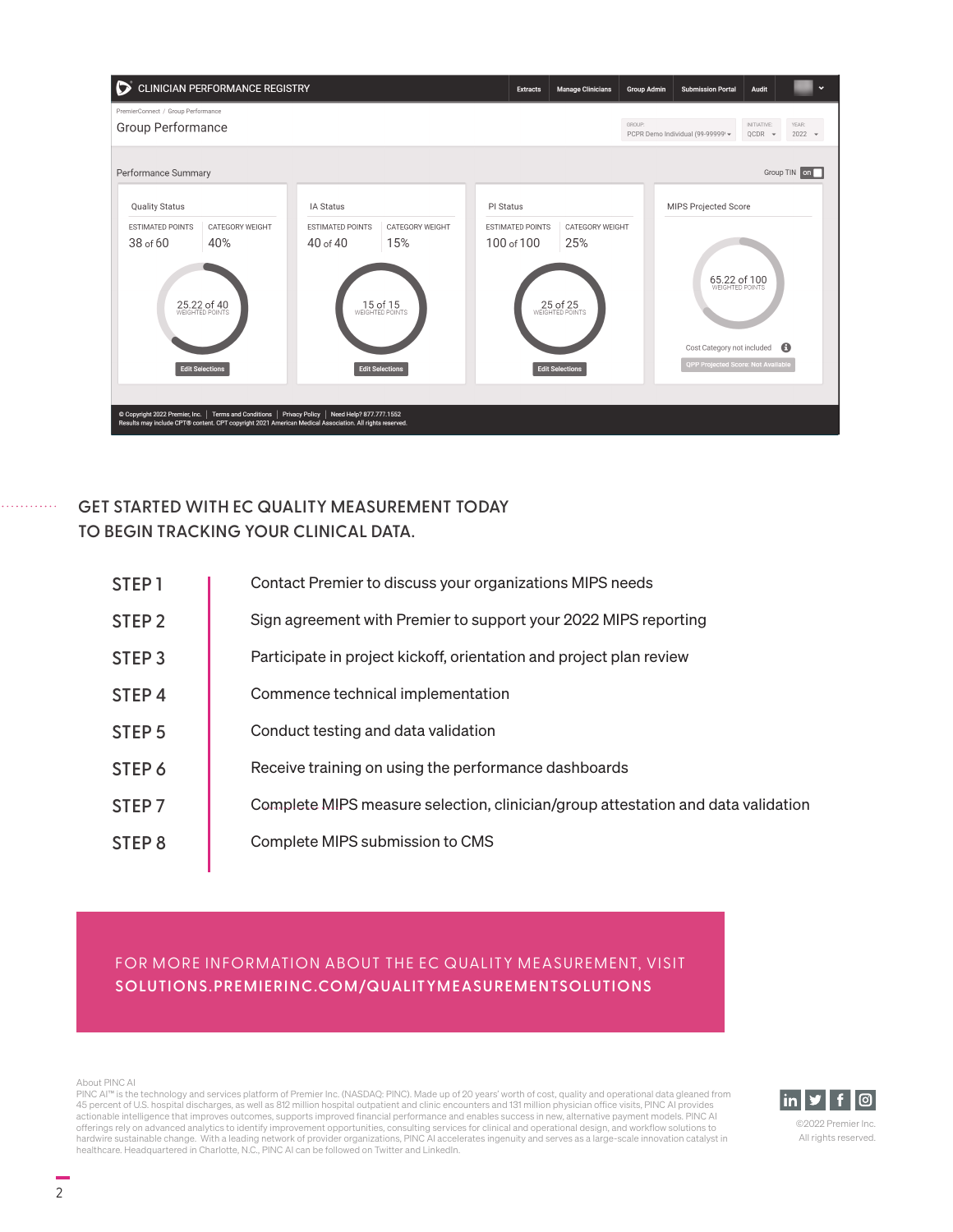CLINICIAN PERFORMANCE REGISTRY

Extracts | Manage Clinicians | Group Admin | Submission Portal | Audit

PremierConnect / Group Performance

Group Performance

GROUP: PCPR Demo Individual (99-99999
INITIATIVE: QCDR
YEAR: 2022

Performance Summary

Group TIN on

Quality Status
ESTIMATED POINTS 38 of 60
CATEGORY WEIGHT 40%
25.22 of 40 WEIGHTED POINTS
Edit Selections

IA Status
ESTIMATED POINTS 40 of 40
CATEGORY WEIGHT 15%
15 of 15 WEIGHTED POINTS
Edit Selections

PI Status
ESTIMATED POINTS 100 of 100
CATEGORY WEIGHT 25%
25 of 25 WEIGHTED POINTS
Edit Selections

MIPS Projected Score
65.22 of 100 WEIGHTED POINTS
Cost Category not included
QPP Projected Score: Not Available

© Copyright 2022 Premier, Inc. | Terms and Conditions | Privacy Policy | Need Help? 877.777.1552
Results may include CPT® content. CPT copyright 2021 American Medical Association. All rights reserved.

## GET STARTED WITH EC QUALITY MEASUREMENT TODAY TO BEGIN TRACKING YOUR CLINICAL DATA.

| | |
|---|---|
| STEP 1 | Contact Premier to discuss your organizations MIPS needs |
| STEP 2 | Sign agreement with Premier to support your 2022 MIPS reporting |
| STEP 3 | Participate in project kickoff, orientation and project plan review |
| STEP 4 | Commence technical implementation |
| STEP 5 | Conduct testing and data validation |
| STEP 6 | Receive training on using the performance dashboards |
| STEP 7 | Complete MIPS measure selection, clinician/group attestation and data validation |
| STEP 8 | Complete MIPS submission to CMS |

FOR MORE INFORMATION ABOUT THE EC QUALITY MEASUREMENT, VISIT
**SOLUTIONS.PREMIERINC.COM/QUALITYMEASUREMENTSOLUTIONS**

About PINC AI
PINC AI™ is the technology and services platform of Premier Inc. (NASDAQ: PINC). Made up of 20 years' worth of cost, quality and operational data gleaned from 45 percent of U.S. hospital discharges, as well as 812 million hospital outpatient and clinic encounters and 131 million physician office visits, PINC AI provides actionable intelligence that improves outcomes, supports improved financial performance and enables success in new, alternative payment models. PINC AI offerings rely on advanced analytics to identify improvement opportunities, consulting services for clinical and operational design, and workflow solutions to hardwire sustainable change. With a leading network of provider organizations, PINC AI accelerates ingenuity and serves as a large-scale innovation catalyst in healthcare. Headquartered in Charlotte, N.C., PINC AI can be followed on Twitter and LinkedIn.

©2022 Premier Inc.
All rights reserved.